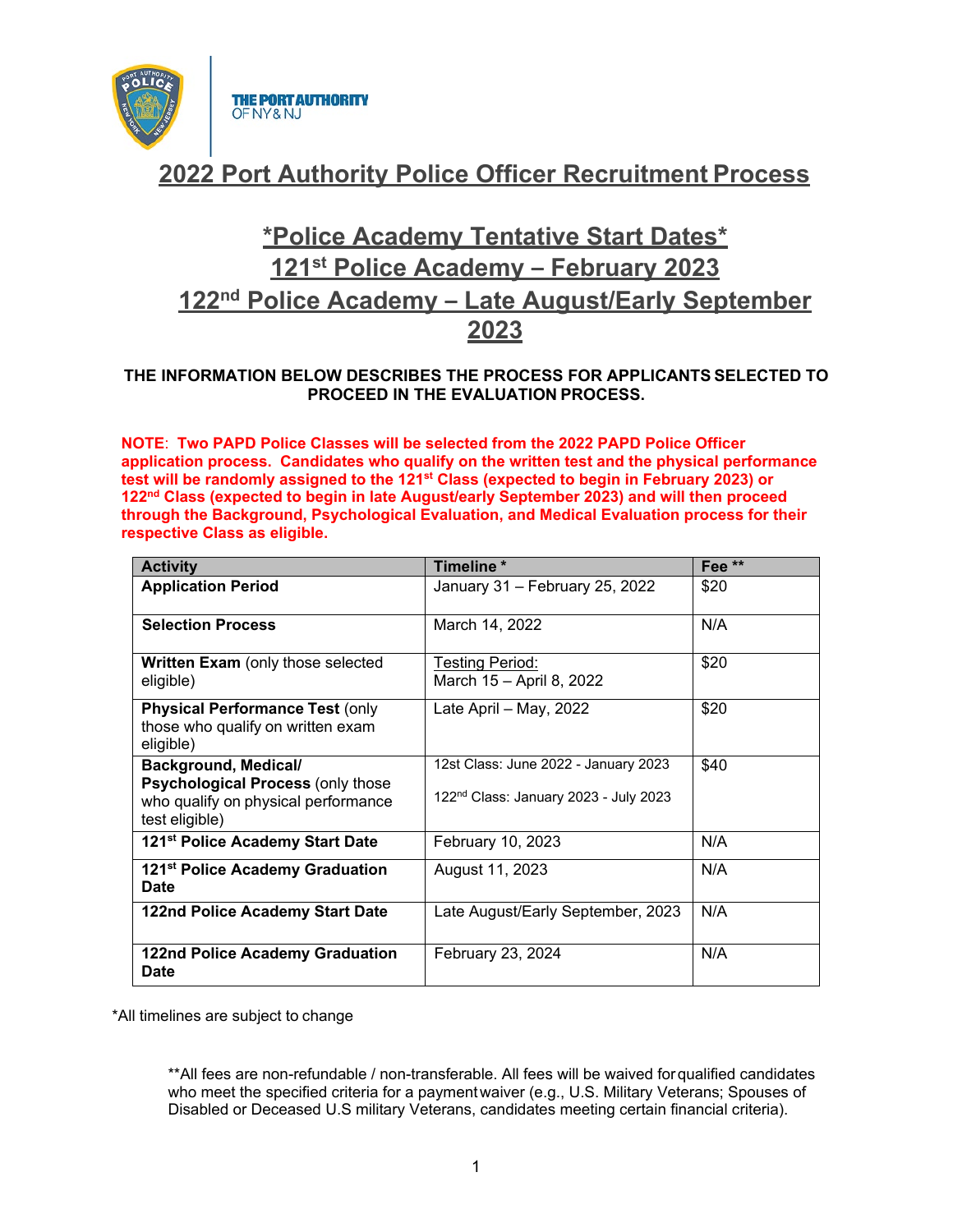THE PORT AUTHORITY OF NY & NJ

# 2022 Port Authority Police Officer Recruitment Process

## *Police Academy Tentative Start Dates*
## 121st Police Academy – February 2023
## 122nd Police Academy – Late August/Early September 2023

**THE INFORMATION BELOW DESCRIBES THE PROCESS FOR APPLICANTS SELECTED TO PROCEED IN THE EVALUATION PROCESS.**

**NOTE**: **Two PAPD Police Classes will be selected from the 2022 PAPD Police Officer application process. Candidates who qualify on the written test and the physical performance test will be randomly assigned to the 121st Class (expected to begin in February 2023) or 122nd Class (expected to begin in late August/early September 2023) and will then proceed through the Background, Psychological Evaluation, and Medical Evaluation process for their respective Class as eligible.**

| Activity | Timeline * | Fee ** |
|---|---|---|
| **Application Period** | January 31 – February 25, 2022 | $20 |
| **Selection Process** | March 14, 2022 | N/A |
| **Written Exam** (only those selected eligible) | Testing Period: March 15 – April 8, 2022 | $20 |
| **Physical Performance Test** (only those who qualify on written exam eligible) | Late April – May, 2022 | $20 |
| **Background, Medical/ Psychological Process** (only those who qualify on physical performance test eligible) | 12st Class: June 2022 - January 2023<br>122nd Class: January 2023 - July 2023 | $40 |
| **121st Police Academy Start Date** | February 10, 2023 | N/A |
| **121st Police Academy Graduation Date** | August 11, 2023 | N/A |
| **122nd Police Academy Start Date** | Late August/Early September, 2023 | N/A |
| **122nd Police Academy Graduation Date** | February 23, 2024 | N/A |

*All timelines are subject to change

**All fees are non-refundable / non-transferable. All fees will be waived for qualified candidates who meet the specified criteria for a payment waiver (e.g., U.S. Military Veterans; Spouses of Disabled or Deceased U.S military Veterans, candidates meeting certain financial criteria).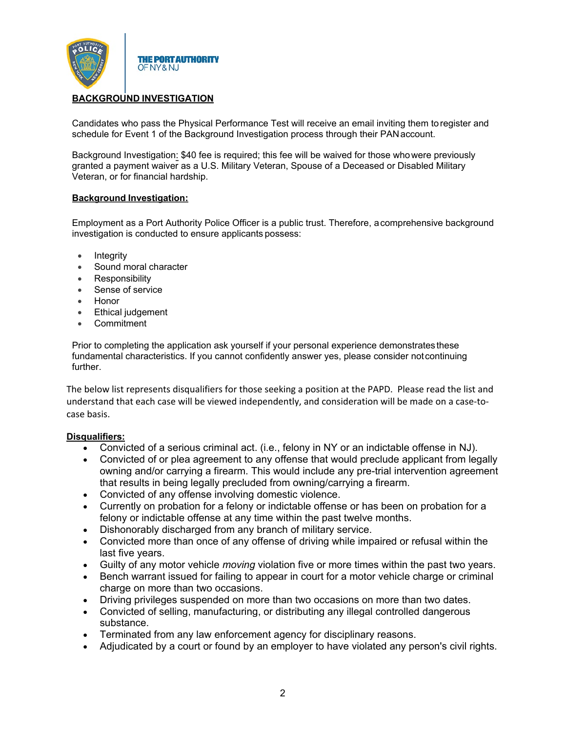**THE PORT AUTHORITY**
OF NY & NJ

## BACKGROUND INVESTIGATION

Candidates who pass the Physical Performance Test will receive an email inviting them to register and schedule for Event 1 of the Background Investigation process through their PAN account.

Background Investigation: $40 fee is required; this fee will be waived for those who were previously granted a payment waiver as a U.S. Military Veteran, Spouse of a Deceased or Disabled Military Veteran, or for financial hardship.

### Background Investigation:

Employment as a Port Authority Police Officer is a public trust. Therefore, a comprehensive background investigation is conducted to ensure applicants possess:

- Integrity
- Sound moral character
- Responsibility
- Sense of service
- Honor
- Ethical judgement
- Commitment

Prior to completing the application ask yourself if your personal experience demonstrates these fundamental characteristics. If you cannot confidently answer yes, please consider not continuing further.

The below list represents disqualifiers for those seeking a position at the PAPD. Please read the list and understand that each case will be viewed independently, and consideration will be made on a case-to-case basis.

### Disqualifiers:

- Convicted of a serious criminal act. (i.e., felony in NY or an indictable offense in NJ).
- Convicted of or plea agreement to any offense that would preclude applicant from legally owning and/or carrying a firearm. This would include any pre-trial intervention agreement that results in being legally precluded from owning/carrying a firearm.
- Convicted of any offense involving domestic violence.
- Currently on probation for a felony or indictable offense or has been on probation for a felony or indictable offense at any time within the past twelve months.
- Dishonorably discharged from any branch of military service.
- Convicted more than once of any offense of driving while impaired or refusal within the last five years.
- Guilty of any motor vehicle *moving* violation five or more times within the past two years.
- Bench warrant issued for failing to appear in court for a motor vehicle charge or criminal charge on more than two occasions.
- Driving privileges suspended on more than two occasions on more than two dates.
- Convicted of selling, manufacturing, or distributing any illegal controlled dangerous substance.
- Terminated from any law enforcement agency for disciplinary reasons.
- Adjudicated by a court or found by an employer to have violated any person's civil rights.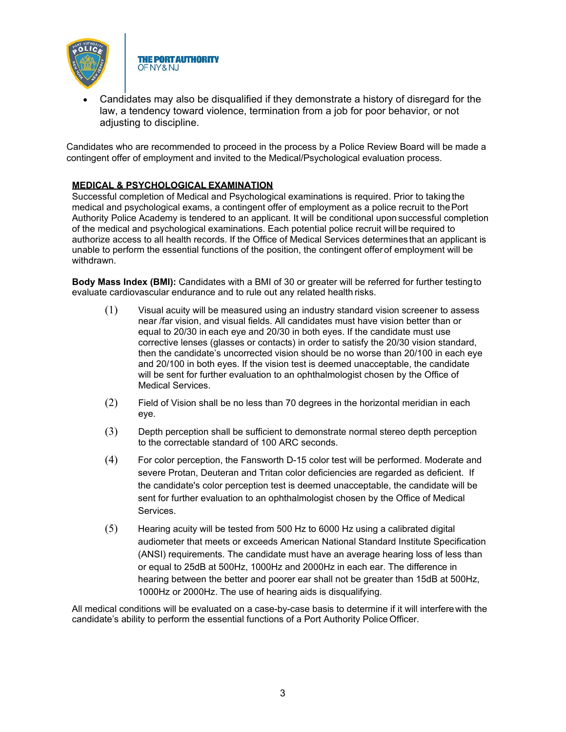- Candidates may also be disqualified if they demonstrate a history of disregard for the law, a tendency toward violence, termination from a job for poor behavior, or not adjusting to discipline.

Candidates who are recommended to proceed in the process by a Police Review Board will be made a contingent offer of employment and invited to the Medical/Psychological evaluation process.

## MEDICAL & PSYCHOLOGICAL EXAMINATION

Successful completion of Medical and Psychological examinations is required. Prior to taking the medical and psychological exams, a contingent offer of employment as a police recruit to the Port Authority Police Academy is tendered to an applicant. It will be conditional upon successful completion of the medical and psychological examinations. Each potential police recruit will be required to authorize access to all health records. If the Office of Medical Services determines that an applicant is unable to perform the essential functions of the position, the contingent offer of employment will be withdrawn.

**Body Mass Index (BMI):** Candidates with a BMI of 30 or greater will be referred for further testing to evaluate cardiovascular endurance and to rule out any related health risks.

(1) Visual acuity will be measured using an industry standard vision screener to assess near /far vision, and visual fields. All candidates must have vision better than or equal to 20/30 in each eye and 20/30 in both eyes. If the candidate must use corrective lenses (glasses or contacts) in order to satisfy the 20/30 vision standard, then the candidate's uncorrected vision should be no worse than 20/100 in each eye and 20/100 in both eyes. If the vision test is deemed unacceptable, the candidate will be sent for further evaluation to an ophthalmologist chosen by the Office of Medical Services.

(2) Field of Vision shall be no less than 70 degrees in the horizontal meridian in each eye.

(3) Depth perception shall be sufficient to demonstrate normal stereo depth perception to the correctable standard of 100 ARC seconds.

(4) For color perception, the Fansworth D-15 color test will be performed. Moderate and severe Protan, Deuteran and Tritan color deficiencies are regarded as deficient. If the candidate's color perception test is deemed unacceptable, the candidate will be sent for further evaluation to an ophthalmologist chosen by the Office of Medical Services.

(5) Hearing acuity will be tested from 500 Hz to 6000 Hz using a calibrated digital audiometer that meets or exceeds American National Standard Institute Specification (ANSI) requirements. The candidate must have an average hearing loss of less than or equal to 25dB at 500Hz, 1000Hz and 2000Hz in each ear. The difference in hearing between the better and poorer ear shall not be greater than 15dB at 500Hz, 1000Hz or 2000Hz. The use of hearing aids is disqualifying.

All medical conditions will be evaluated on a case-by-case basis to determine if it will interfere with the candidate's ability to perform the essential functions of a Port Authority Police Officer.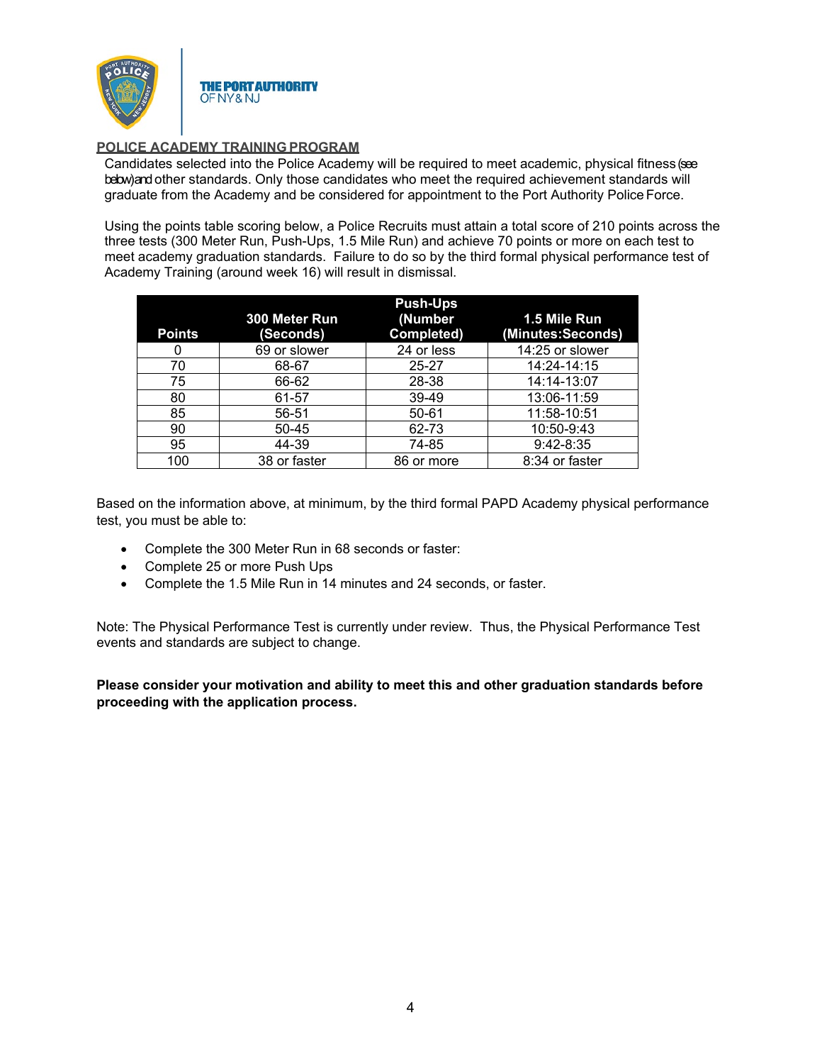THE PORT AUTHORITY OF NY & NJ

## POLICE ACADEMY TRAINING PROGRAM

Candidates selected into the Police Academy will be required to meet academic, physical fitness (see below) and other standards. Only those candidates who meet the required achievement standards will graduate from the Academy and be considered for appointment to the Port Authority Police Force.

Using the points table scoring below, a Police Recruits must attain a total score of 210 points across the three tests (300 Meter Run, Push-Ups, 1.5 Mile Run) and achieve 70 points or more on each test to meet academy graduation standards. Failure to do so by the third formal physical performance test of Academy Training (around week 16) will result in dismissal.

| Points | 300 Meter Run (Seconds) | Push-Ups (Number Completed) | 1.5 Mile Run (Minutes:Seconds) |
|---|---|---|---|
| 0 | 69 or slower | 24 or less | 14:25 or slower |
| 70 | 68-67 | 25-27 | 14:24-14:15 |
| 75 | 66-62 | 28-38 | 14:14-13:07 |
| 80 | 61-57 | 39-49 | 13:06-11:59 |
| 85 | 56-51 | 50-61 | 11:58-10:51 |
| 90 | 50-45 | 62-73 | 10:50-9:43 |
| 95 | 44-39 | 74-85 | 9:42-8:35 |
| 100 | 38 or faster | 86 or more | 8:34 or faster |

Based on the information above, at minimum, by the third formal PAPD Academy physical performance test, you must be able to:

- Complete the 300 Meter Run in 68 seconds or faster:
- Complete 25 or more Push Ups
- Complete the 1.5 Mile Run in 14 minutes and 24 seconds, or faster.

Note: The Physical Performance Test is currently under review. Thus, the Physical Performance Test events and standards are subject to change.

**Please consider your motivation and ability to meet this and other graduation standards before proceeding with the application process.**